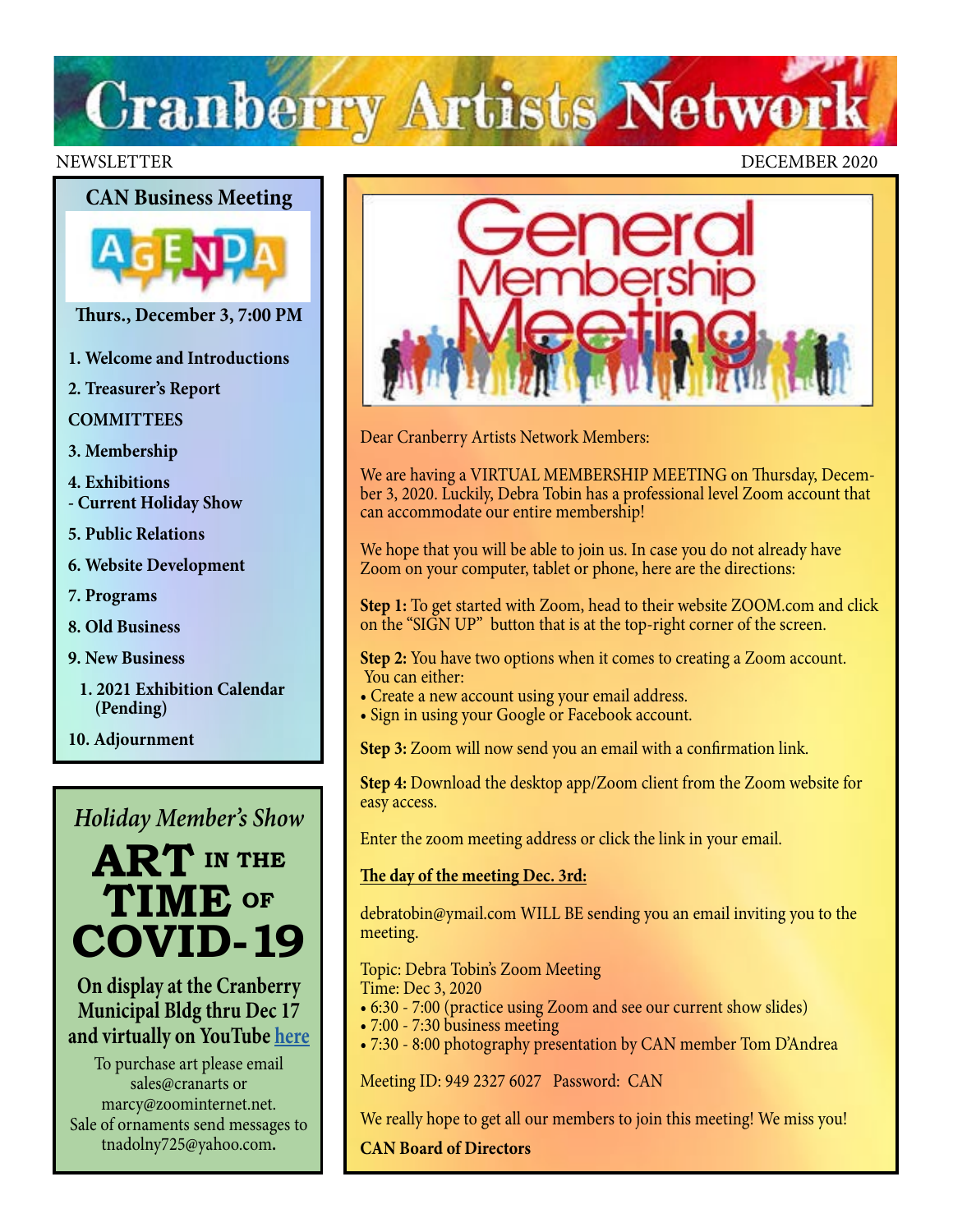# Cranberry Artists Network

NEWSLETTER DECEMBER 2020

## CAN Business Meeting

AGENDA

**Thurs., December 3, 7:00 PM**

1. **Welcome and Introductions**
2. **Treasurer's Report**

**COMMITTEES**

3. **Membership**
4. **Exhibitions**
   - **Current Holiday Show**
5. **Public Relations**
6. **Website Development**
7. **Programs**
8. **Old Business**
9. **New Business**
   1. **2021 Exhibition Calendar (Pending)**
10. **Adjournment**

*Holiday Member's Show*

# ART IN THE TIME OF COVID-19

**On display at the Cranberry Municipal Bldg thru Dec 17 and virtually on YouTube here**

To purchase art please email sales@cranarts or marcy@zoominternet.net.
Sale of ornaments send messages to tnadolny725@yahoo.com.

## General Membership Meeting

Dear Cranberry Artists Network Members:

We are having a VIRTUAL MEMBERSHIP MEETING on Thursday, December 3, 2020. Luckily, Debra Tobin has a professional level Zoom account that can accommodate our entire membership!

We hope that you will be able to join us. In case you do not already have Zoom on your computer, tablet or phone, here are the directions:

**Step 1:** To get started with Zoom, head to their website ZOOM.com and click on the "SIGN UP" button that is at the top-right corner of the screen.

**Step 2:** You have two options when it comes to creating a Zoom account. You can either:

- Create a new account using your email address.
- Sign in using your Google or Facebook account.

**Step 3:** Zoom will now send you an email with a confirmation link.

**Step 4:** Download the desktop app/Zoom client from the Zoom website for easy access.

Enter the zoom meeting address or click the link in your email.

**The day of the meeting Dec. 3rd:**

debratobin@ymail.com WILL BE sending you an email inviting you to the meeting.

Topic: Debra Tobin's Zoom Meeting
Time: Dec 3, 2020

- 6:30 - 7:00 (practice using Zoom and see our current show slides)
- 7:00 - 7:30 business meeting
- 7:30 - 8:00 photography presentation by CAN member Tom D'Andrea

Meeting ID: 949 2327 6027 Password: CAN

We really hope to get all our members to join this meeting! We miss you!

**CAN Board of Directors**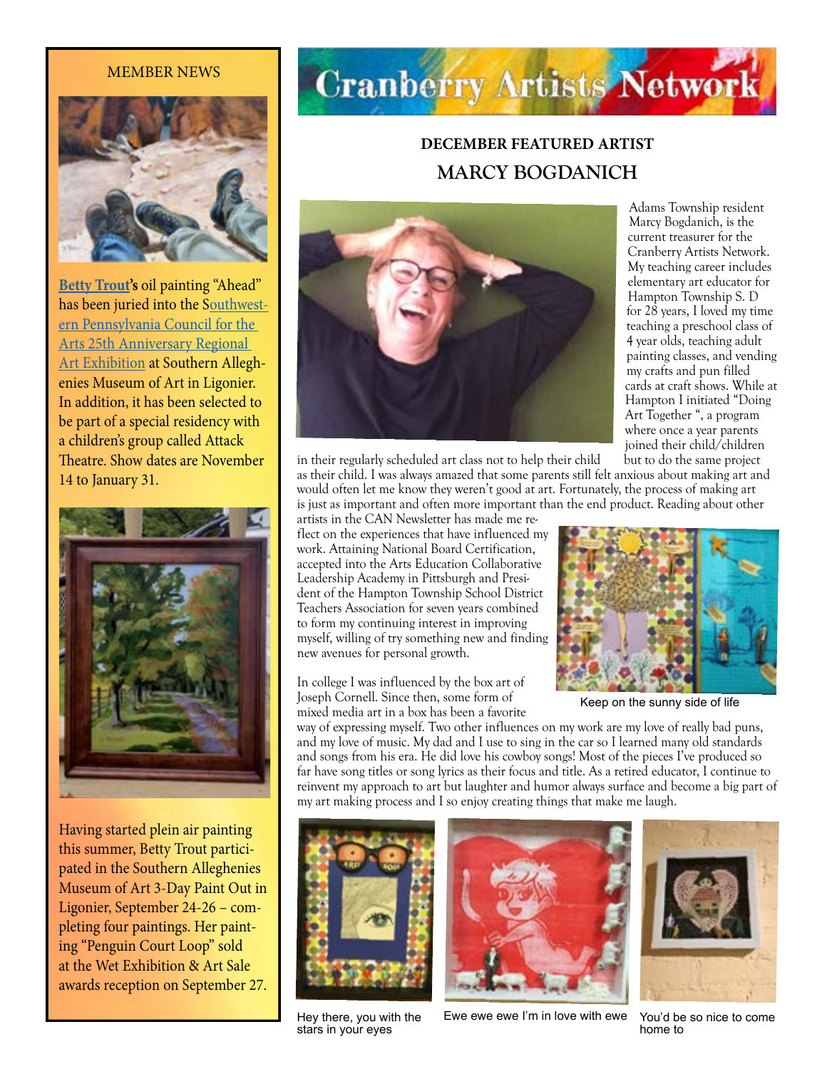# Cranberry Artists Network

## DECEMBER FEATURED ARTIST

## MARCY BOGDANICH

Adams Township resident Marcy Bogdanich, is the current treasurer for the Cranberry Artists Network. My teaching career includes elementary art educator for Hampton Township S. D for 28 years, I loved my time teaching a preschool class of 4 year olds, teaching adult painting classes, and vending my crafts and pun filled cards at craft shows. While at Hampton I initiated "Doing Art Together ", a program where once a year parents joined their child/children in their regularly scheduled art class not to help their child but to do the same project as their child. I was always amazed that some parents still felt anxious about making art and would often let me know they weren't good at art. Fortunately, the process of making art is just as important and often more important than the end product. Reading about other artists in the CAN Newsletter has made me reflect on the experiences that have influenced my work. Attaining National Board Certification, accepted into the Arts Education Collaborative Leadership Academy in Pittsburgh and President of the Hampton Township School District Teachers Association for seven years combined to form my continuing interest in improving myself, willing of try something new and finding new avenues for personal growth.

Keep on the sunny side of life

In college I was influenced by the box art of Joseph Cornell. Since then, some form of mixed media art in a box has been a favorite way of expressing myself. Two other influences on my work are my love of really bad puns, and my love of music. My dad and I use to sing in the car so I learned many old standards and songs from his era. He did love his cowboy songs! Most of the pieces I've produced so far have song titles or song lyrics as their focus and title. As a retired educator, I continue to reinvent my approach to art but laughter and humor always surface and become a big part of my art making process and I so enjoy creating things that make me laugh.

Hey there, you with the stars in your eyes

Ewe ewe ewe I'm in love with ewe

You'd be so nice to come home to

---

MEMBER NEWS

**Betty Trout's** oil painting "Ahead" has been juried into the Southwestern Pennsylvania Council for the Arts 25th Anniversary Regional Art Exhibition at Southern Alleghenies Museum of Art in Ligonier. In addition, it has been selected to be part of a special residency with a children's group called Attack Theatre. Show dates are November 14 to January 31.

Having started plein air painting this summer, Betty Trout participated in the Southern Alleghenies Museum of Art 3-Day Paint Out in Ligonier, September 24-26 – completing four paintings. Her painting "Penguin Court Loop" sold at the Wet Exhibition & Art Sale awards reception on September 27.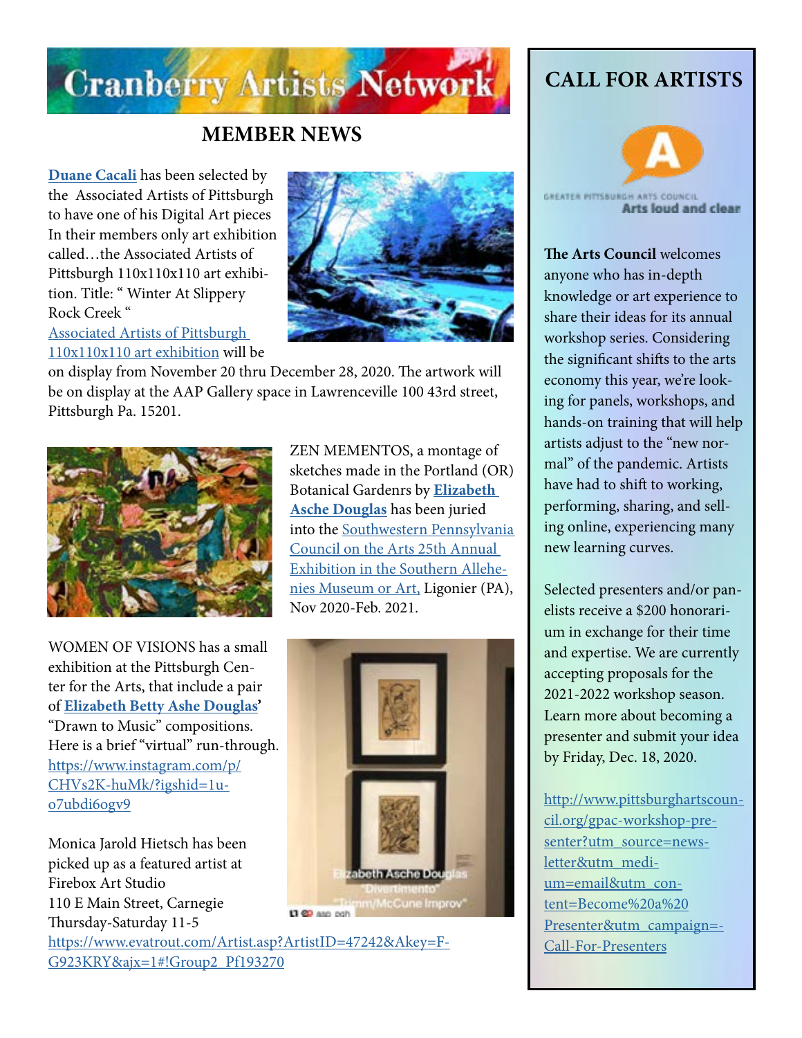# Cranberry Artists Network

## MEMBER NEWS

**Duane Cacali** has been selected by the  Associated Artists of Pittsburgh to have one of his Digital Art pieces In their members only art exhibition called…the Associated Artists of Pittsburgh 110x110x110 art exhibition. Title: " Winter At Slippery Rock Creek "

Associated Artists of Pittsburgh 110x110x110 art exhibition will be on display from November 20 thru December 28, 2020. The artwork will be on display at the AAP Gallery space in Lawrenceville 100 43rd street, Pittsburgh Pa. 15201.

ZEN MEMENTOS, a montage of sketches made in the Portland (OR) Botanical Gardenrs by **Elizabeth Asche Douglas** has been juried into the Southwestern Pennsylvania Council on the Arts 25th Annual Exhibition in the Southern Allehenies Museum or Art, Ligonier (PA), Nov 2020-Feb. 2021.

WOMEN OF VISIONS has a small exhibition at the Pittsburgh Center for the Arts, that include a pair of **Elizabeth Betty Ashe Douglas**' "Drawn to Music" compositions. Here is a brief "virtual" run-through. https://www.instagram.com/p/CHVs2K-huMk/?igshid=1u-o7ubdi6ogv9

Monica Jarold Hietsch has been picked up as a featured artist at Firebox Art Studio
110 E Main Street, Carnegie
Thursday-Saturday 11-5
https://www.evatrout.com/Artist.asp?ArtistID=47242&Akey=FG923KRY&ajx=1#!Group2_Pf193270

## CALL FOR ARTISTS

GREATER PITTSBURGH ARTS COUNCIL
Arts loud and clear

**The Arts Council** welcomes anyone who has in-depth knowledge or art experience to share their ideas for its annual workshop series. Considering the significant shifts to the arts economy this year, we're looking for panels, workshops, and hands-on training that will help artists adjust to the "new normal" of the pandemic. Artists have had to shift to working, performing, sharing, and selling online, experiencing many new learning curves.

Selected presenters and/or panelists receive a $200 honorarium in exchange for their time and expertise. We are currently accepting proposals for the 2021-2022 workshop season. Learn more about becoming a presenter and submit your idea by Friday, Dec. 18, 2020.

http://www.pittsburghartscouncil.org/gpac-workshop-presenter?utm_source=newsletter&utm_medium=email&utm_content=Become%20a%20Presenter&utm_campaign=-Call-For-Presenters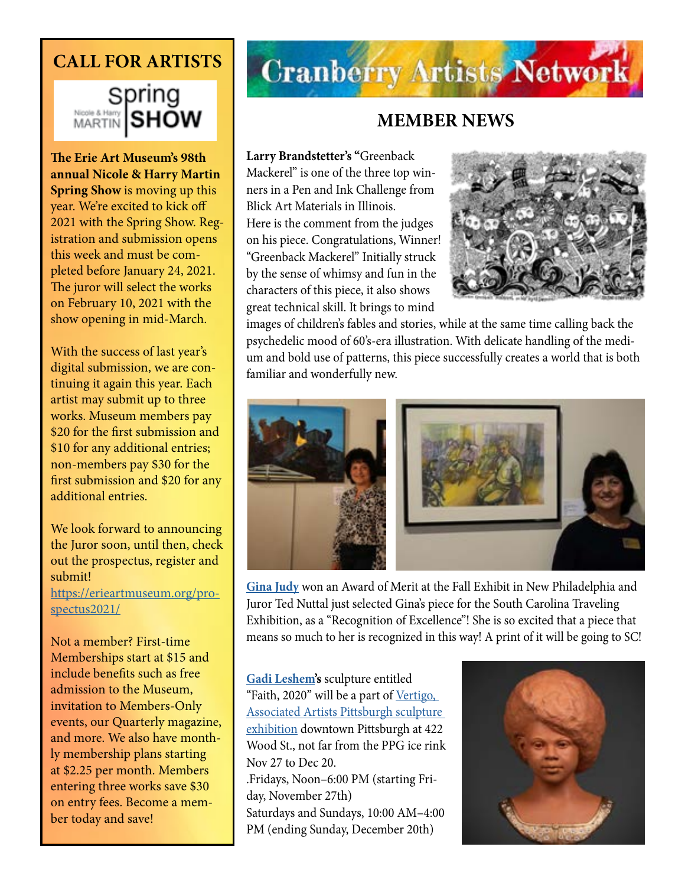## CALL FOR ARTISTS

Spring SHOW
Nicole & Harry MARTIN

**The Erie Art Museum's 98th annual Nicole & Harry Martin Spring Show** is moving up this year. We're excited to kick off 2021 with the Spring Show. Registration and submission opens this week and must be completed before January 24, 2021. The juror will select the works on February 10, 2021 with the show opening in mid-March.

With the success of last year's digital submission, we are continuing it again this year. Each artist may submit up to three works. Museum members pay $20 for the first submission and $10 for any additional entries; non-members pay $30 for the first submission and $20 for any additional entries.

We look forward to announcing the Juror soon, until then, check out the prospectus, register and submit!
https://erieartmuseum.org/prospectus2021/

Not a member? First-time Memberships start at $15 and include benefits such as free admission to the Museum, invitation to Members-Only events, our Quarterly magazine, and more. We also have monthly membership plans starting at $2.25 per month. Members entering three works save $30 on entry fees. Become a member today and save!

# Cranberry Artists Network

## MEMBER NEWS

**Larry Brandstetter's "**Greenback Mackerel" is one of the three top winners in a Pen and Ink Challenge from Blick Art Materials in Illinois. Here is the comment from the judges on his piece. Congratulations, Winner! "Greenback Mackerel" Initially struck by the sense of whimsy and fun in the characters of this piece, it also shows great technical skill. It brings to mind images of children's fables and stories, while at the same time calling back the psychedelic mood of 60's-era illustration. With delicate handling of the medium and bold use of patterns, this piece successfully creates a world that is both familiar and wonderfully new.

**Gina Judy** won an Award of Merit at the Fall Exhibit in New Philadelphia and Juror Ted Nuttal just selected Gina's piece for the South Carolina Traveling Exhibition, as a "Recognition of Excellence"! She is so excited that a piece that means so much to her is recognized in this way! A print of it will be going to SC!

**Gadi Leshem's** sculpture entitled "Faith, 2020" will be a part of Vertigo, Associated Artists Pittsburgh sculpture exhibition downtown Pittsburgh at 422 Wood St., not far from the PPG ice rink Nov 27 to Dec 20.
.Fridays, Noon–6:00 PM (starting Friday, November 27th)
Saturdays and Sundays, 10:00 AM–4:00 PM (ending Sunday, December 20th)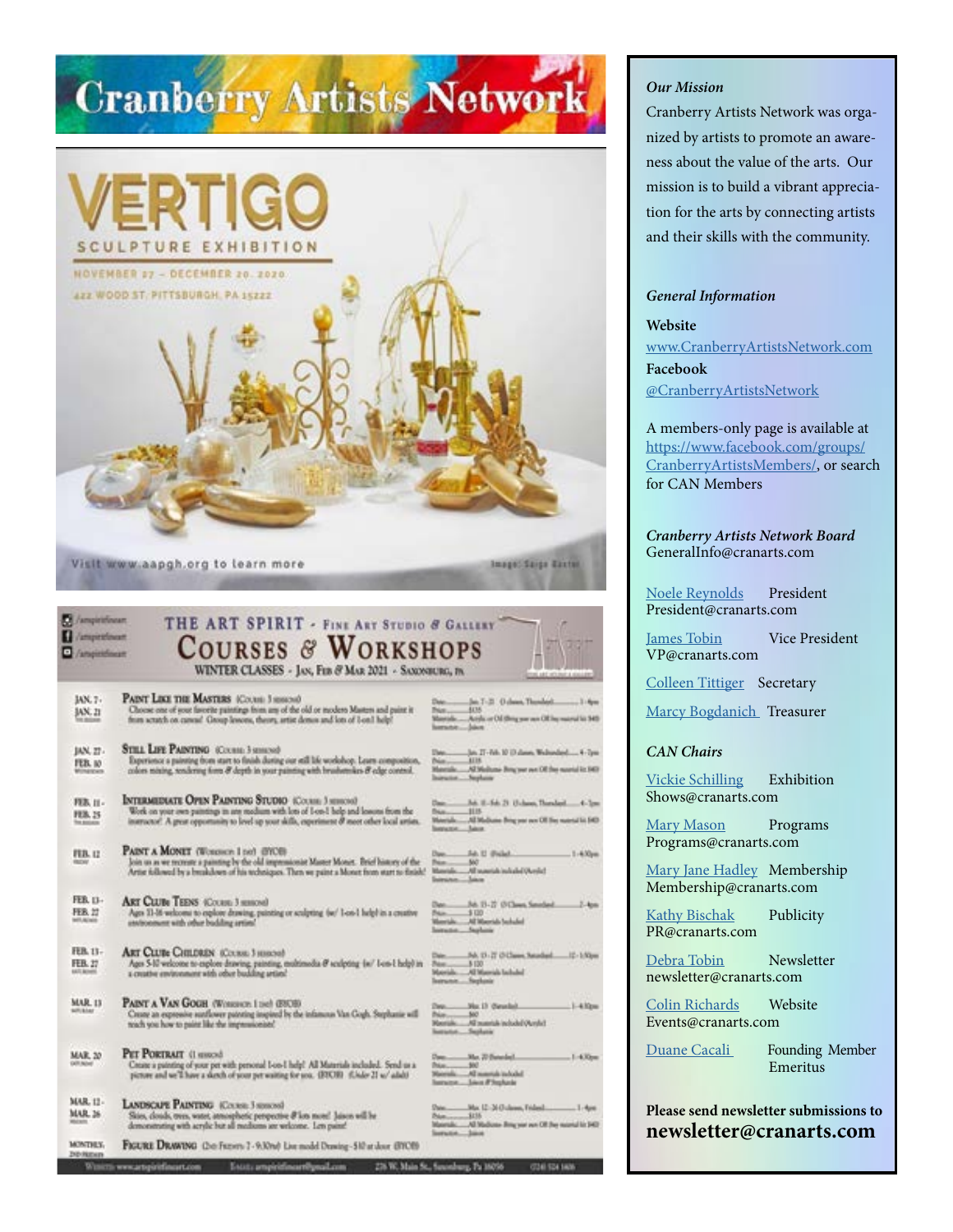# Cranberry Artists Network

VERTIGO

SCULPTURE EXHIBITION

NOVEMBER 27 – DECEMBER 20, 2020

422 WOOD ST. PITTSBURGH, PA 15222

Visit www.aapgh.org to learn more

Image: Saige Baxter

THE ART SPIRIT - FINE ART STUDIO & GALLERY

COURSES & WORKSHOPS

WINTER CLASSES - JAN, FEB & MAR 2021 - SAXONBURG, PA

| | |
|---|---|
| JAN. 7 - JAN. 21 | **Paint Like the Masters** (Course: 3 sessions) Choose one of your favorite paintings from any of the old or modern Masters and paint it from scratch on canvas! Group lessons, theory, artist demos and lots of 1-on-1 help! |
| JAN. 27 - FEB. 10 | **Still Life Painting** (Course: 3 sessions) Experience a painting from start to finish during our still life workshop. Learn composition, colors mixing, rendering form & depth in your painting with brushstrokes & edge control. |
| FEB. 11 - FEB. 25 | **Intermediate Open Painting Studio** (Course: 3 sessions) Work on your own paintings in any medium with lots of 1-on-1 help and lessons from the instructor! A great opportunity to level up your skills, experiment & meet other local artists. |
| FEB. 12 | **Paint a Monet** (Workshop: 1 day) (BYOB) Join us as we recreate a painting by the old impressionist Master Monet. Brief history of the Artist followed by a breakdown of his techniques. Then we paint a Monet from start to finish! |
| FEB. 13 - FEB. 27 | **Art Club: Teens** (Course: 3 sessions) Ages 11-16 welcome to explore drawing, painting or sculpting (w/ 1-on-1 help) in a creative environment with other budding artists! |
| FEB. 13 - FEB. 27 | **Art Club: Children** (Course: 3 sessions) Ages 5-10 welcome to explore drawing, painting, multimedia & sculpting (w/ 1-on-1 help) in a creative environment with other budding artists! |
| MAR. 13 | **Paint a Van Gogh** (Workshop: 1 day) (BYOB) Create an expressive sunflower painting inspired by the infamous Van Gogh. Stephanie will teach you how to paint like the impressionists! |
| MAR. 20 | **Pet Portrait** (1 session) Create a painting of your pet with personal 1-on-1 help! All Materials included. Send us a picture and we'll have a sketch of your pet waiting for you. (BYOB) (Under 21 w/ adult) |
| MAR. 12 - MAR. 26 | **Landscape Painting** (Course: 3 sessions) Skies, clouds, trees, water, atmospheric perspective & lots more! Jason will be demonstrating with acrylic but all mediums are welcome. Lets paint! |
| MONTHLY, 2ND FRIDAYS | **Figure Drawing** (2nd Fridays 7-9:30pm) Live model Drawing - $10 at door (BYOB) |

Website: www.artspiritfineart.com Email: artspiritfineart@gmail.com 226 W. Main St., Saxonburg, Pa 16056

### *Our Mission*

Cranberry Artists Network was organized by artists to promote an awareness about the value of the arts. Our mission is to build a vibrant appreciation for the arts by connecting artists and their skills with the community.

### *General Information*

**Website**
www.CranberryArtistsNetwork.com

**Facebook**
@CranberryArtistsNetwork

A members-only page is available at https://www.facebook.com/groups/CranberryArtistsMembers/, or search for CAN Members

### *Cranberry Artists Network Board*

GeneralInfo@cranarts.com

Noele Reynolds — President
President@cranarts.com

James Tobin — Vice President
VP@cranarts.com

Colleen Tittiger — Secretary

Marcy Bogdanich — Treasurer

### *CAN Chairs*

Vickie Schilling — Exhibition
Shows@cranarts.com

Mary Mason — Programs
Programs@cranarts.com

Mary Jane Hadley — Membership
Membership@cranarts.com

Kathy Bischak — Publicity
PR@cranarts.com

Debra Tobin — Newsletter
newsletter@cranarts.com

Colin Richards — Website
Events@cranarts.com

Duane Cacali — Founding Member Emeritus

**Please send newsletter submissions to**
**newsletter@cranarts.com**